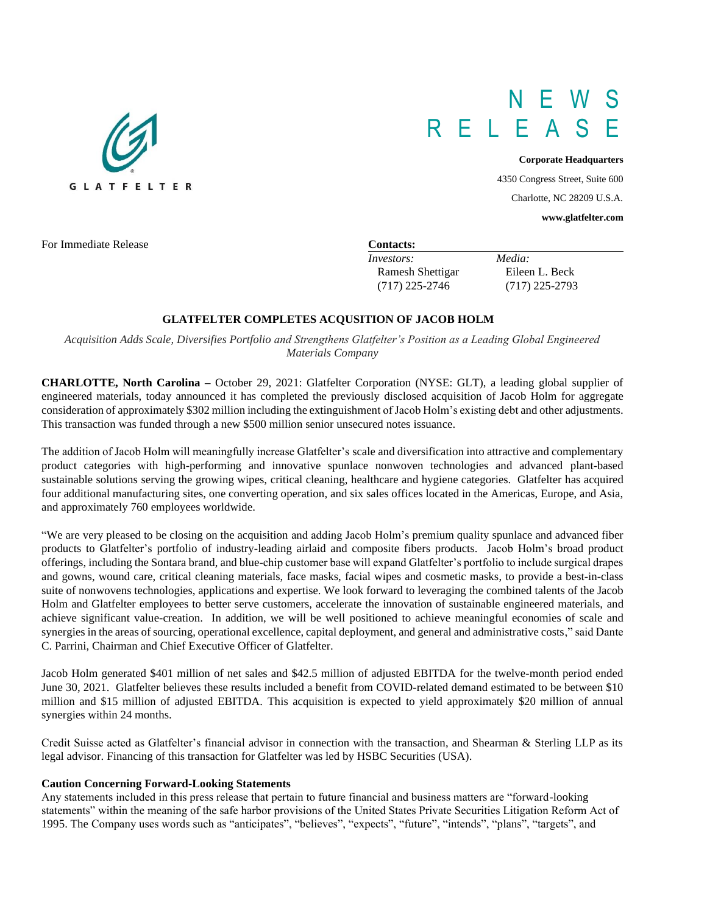GLATFELTER

# NEWS RELEASE

**Corporate Headquarters**

4350 Congress Street, Suite 600

Charlotte, NC 28209 U.S.A.

**www.glatfelter.com**

For Immediate Release

**Contacts:**

| *Investors:* | *Media:* |
| --- | --- |
| Ramesh Shettigar | Eileen L. Beck |
| (717) 225-2746 | (717) 225-2793 |

## GLATFELTER COMPLETES ACQUSITION OF JACOB HOLM

*Acquisition Adds Scale, Diversifies Portfolio and Strengthens Glatfelter's Position as a Leading Global Engineered Materials Company*

**CHARLOTTE, North Carolina** – October 29, 2021: Glatfelter Corporation (NYSE: GLT), a leading global supplier of engineered materials, today announced it has completed the previously disclosed acquisition of Jacob Holm for aggregate consideration of approximately $302 million including the extinguishment of Jacob Holm's existing debt and other adjustments. This transaction was funded through a new $500 million senior unsecured notes issuance.

The addition of Jacob Holm will meaningfully increase Glatfelter's scale and diversification into attractive and complementary product categories with high-performing and innovative spunlace nonwoven technologies and advanced plant-based sustainable solutions serving the growing wipes, critical cleaning, healthcare and hygiene categories. Glatfelter has acquired four additional manufacturing sites, one converting operation, and six sales offices located in the Americas, Europe, and Asia, and approximately 760 employees worldwide.

"We are very pleased to be closing on the acquisition and adding Jacob Holm's premium quality spunlace and advanced fiber products to Glatfelter's portfolio of industry-leading airlaid and composite fibers products. Jacob Holm's broad product offerings, including the Sontara brand, and blue-chip customer base will expand Glatfelter's portfolio to include surgical drapes and gowns, wound care, critical cleaning materials, face masks, facial wipes and cosmetic masks, to provide a best-in-class suite of nonwovens technologies, applications and expertise. We look forward to leveraging the combined talents of the Jacob Holm and Glatfelter employees to better serve customers, accelerate the innovation of sustainable engineered materials, and achieve significant value-creation. In addition, we will be well positioned to achieve meaningful economies of scale and synergies in the areas of sourcing, operational excellence, capital deployment, and general and administrative costs," said Dante C. Parrini, Chairman and Chief Executive Officer of Glatfelter.

Jacob Holm generated $401 million of net sales and $42.5 million of adjusted EBITDA for the twelve-month period ended June 30, 2021. Glatfelter believes these results included a benefit from COVID-related demand estimated to be between $10 million and $15 million of adjusted EBITDA. This acquisition is expected to yield approximately $20 million of annual synergies within 24 months.

Credit Suisse acted as Glatfelter's financial advisor in connection with the transaction, and Shearman & Sterling LLP as its legal advisor. Financing of this transaction for Glatfelter was led by HSBC Securities (USA).

**Caution Concerning Forward-Looking Statements**

Any statements included in this press release that pertain to future financial and business matters are "forward-looking statements" within the meaning of the safe harbor provisions of the United States Private Securities Litigation Reform Act of 1995. The Company uses words such as "anticipates", "believes", "expects", "future", "intends", "plans", "targets", and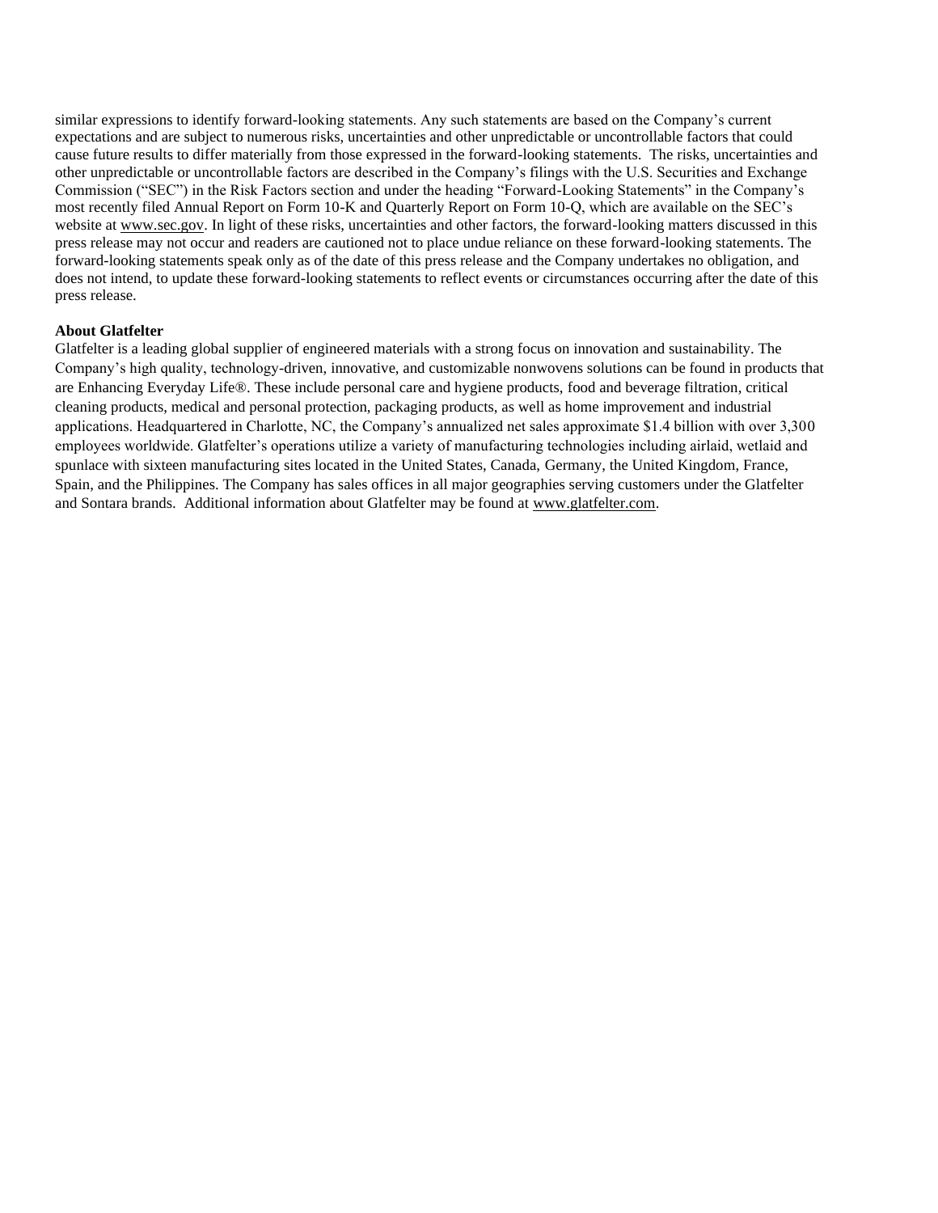similar expressions to identify forward-looking statements. Any such statements are based on the Company's current expectations and are subject to numerous risks, uncertainties and other unpredictable or uncontrollable factors that could cause future results to differ materially from those expressed in the forward-looking statements. The risks, uncertainties and other unpredictable or uncontrollable factors are described in the Company's filings with the U.S. Securities and Exchange Commission ("SEC") in the Risk Factors section and under the heading "Forward-Looking Statements" in the Company's most recently filed Annual Report on Form 10-K and Quarterly Report on Form 10-Q, which are available on the SEC's website at www.sec.gov. In light of these risks, uncertainties and other factors, the forward-looking matters discussed in this press release may not occur and readers are cautioned not to place undue reliance on these forward-looking statements. The forward-looking statements speak only as of the date of this press release and the Company undertakes no obligation, and does not intend, to update these forward-looking statements to reflect events or circumstances occurring after the date of this press release.

**About Glatfelter**

Glatfelter is a leading global supplier of engineered materials with a strong focus on innovation and sustainability. The Company's high quality, technology-driven, innovative, and customizable nonwovens solutions can be found in products that are Enhancing Everyday Life®. These include personal care and hygiene products, food and beverage filtration, critical cleaning products, medical and personal protection, packaging products, as well as home improvement and industrial applications. Headquartered in Charlotte, NC, the Company's annualized net sales approximate $1.4 billion with over 3,300 employees worldwide. Glatfelter's operations utilize a variety of manufacturing technologies including airlaid, wetlaid and spunlace with sixteen manufacturing sites located in the United States, Canada, Germany, the United Kingdom, France, Spain, and the Philippines. The Company has sales offices in all major geographies serving customers under the Glatfelter and Sontara brands. Additional information about Glatfelter may be found at www.glatfelter.com.